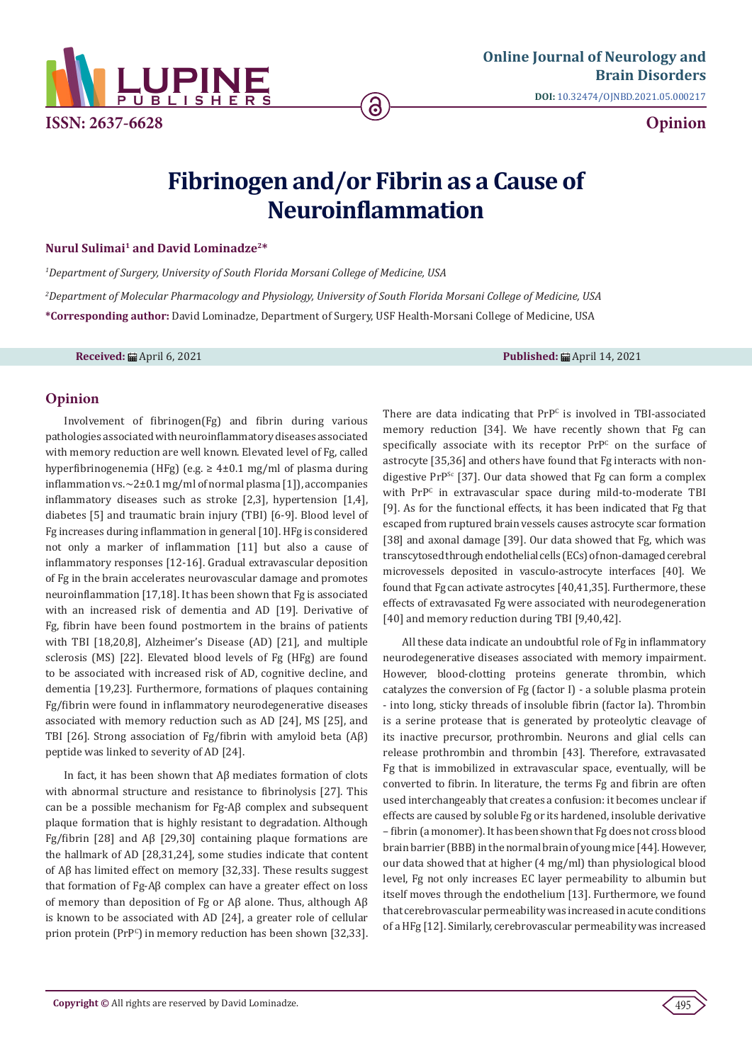ISSN: 2637-6628

**Online Journal of Neurology and Brain Disorders**

**DOI:** 10.32474/OJNBD.2021.05.000217

**Opinion**

# Fibrinogen and/or Fibrin as a Cause of Neuroinflammation

**Nurul Sulimai[1] and David Lominadze[2]***

[1]*Department of Surgery, University of South Florida Morsani College of Medicine, USA*

[2]*Department of Molecular Pharmacology and Physiology, University of South Florida Morsani College of Medicine, USA*

***Corresponding author:** David Lominadze, Department of Surgery, USF Health-Morsani College of Medicine, USA

**Received:** April 6, 2021 **Published:** April 14, 2021

## Opinion

Involvement of fibrinogen(Fg) and fibrin during various pathologies associated with neuroinflammatory diseases associated with memory reduction are well known. Elevated level of Fg, called hyperfibrinogenemia (HFg) (e.g. ≥ 4±0.1 mg/ml of plasma during inflammation vs. ~2±0.1 mg/ml of normal plasma [1]), accompanies inflammatory diseases such as stroke [2,3], hypertension [1,4], diabetes [5] and traumatic brain injury (TBI) [6-9]. Blood level of Fg increases during inflammation in general [10]. HFg is considered not only a marker of inflammation [11] but also a cause of inflammatory responses [12-16]. Gradual extravascular deposition of Fg in the brain accelerates neurovascular damage and promotes neuroinflammation [17,18]. It has been shown that Fg is associated with an increased risk of dementia and AD [19]. Derivative of Fg, fibrin have been found postmortem in the brains of patients with TBI [18,20,8], Alzheimer's Disease (AD) [21], and multiple sclerosis (MS) [22]. Elevated blood levels of Fg (HFg) are found to be associated with increased risk of AD, cognitive decline, and dementia [19,23]. Furthermore, formations of plaques containing Fg/fibrin were found in inflammatory neurodegenerative diseases associated with memory reduction such as AD [24], MS [25], and TBI [26]. Strong association of Fg/fibrin with amyloid beta (Aβ) peptide was linked to severity of AD [24].

In fact, it has been shown that Aβ mediates formation of clots with abnormal structure and resistance to fibrinolysis [27]. This can be a possible mechanism for Fg-Aβ complex and subsequent plaque formation that is highly resistant to degradation. Although Fg/fibrin [28] and Aβ [29,30] containing plaque formations are the hallmark of AD [28,31,24], some studies indicate that content of Aβ has limited effect on memory [32,33]. These results suggest that formation of Fg-Aβ complex can have a greater effect on loss of memory than deposition of Fg or Aβ alone. Thus, although Aβ is known to be associated with AD [24], a greater role of cellular prion protein ($PrP^C$) in memory reduction has been shown [32,33]. There are data indicating that $PrP^C$ is involved in TBI-associated memory reduction [34]. We have recently shown that Fg can specifically associate with its receptor $PrP^C$ on the surface of astrocyte [35,36] and others have found that Fg interacts with non-digestive $PrP^{Sc}$ [37]. Our data showed that Fg can form a complex with $PrP^C$ in extravascular space during mild-to-moderate TBI [9]. As for the functional effects, it has been indicated that Fg that escaped from ruptured brain vessels causes astrocyte scar formation [38] and axonal damage [39]. Our data showed that Fg, which was transcytosed through endothelial cells (ECs) of non-damaged cerebral microvessels deposited in vasculo-astrocyte interfaces [40]. We found that Fg can activate astrocytes [40,41,35]. Furthermore, these effects of extravasated Fg were associated with neurodegeneration [40] and memory reduction during TBI [9,40,42].

All these data indicate an undoubtful role of Fg in inflammatory neurodegenerative diseases associated with memory impairment. However, blood-clotting proteins generate thrombin, which catalyzes the conversion of Fg (factor I) - a soluble plasma protein - into long, sticky threads of insoluble fibrin (factor Ia). Thrombin is a serine protease that is generated by proteolytic cleavage of its inactive precursor, prothrombin. Neurons and glial cells can release prothrombin and thrombin [43]. Therefore, extravasated Fg that is immobilized in extravascular space, eventually, will be converted to fibrin. In literature, the terms Fg and fibrin are often used interchangeably that creates a confusion: it becomes unclear if effects are caused by soluble Fg or its hardened, insoluble derivative – fibrin (a monomer). It has been shown that Fg does not cross blood brain barrier (BBB) in the normal brain of young mice [44]. However, our data showed that at higher (4 mg/ml) than physiological blood level, Fg not only increases EC layer permeability to albumin but itself moves through the endothelium [13]. Furthermore, we found that cerebrovascular permeability was increased in acute conditions of a HFg [12]. Similarly, cerebrovascular permeability was increased

**Copyright ©** All rights are reserved by David Lominadze.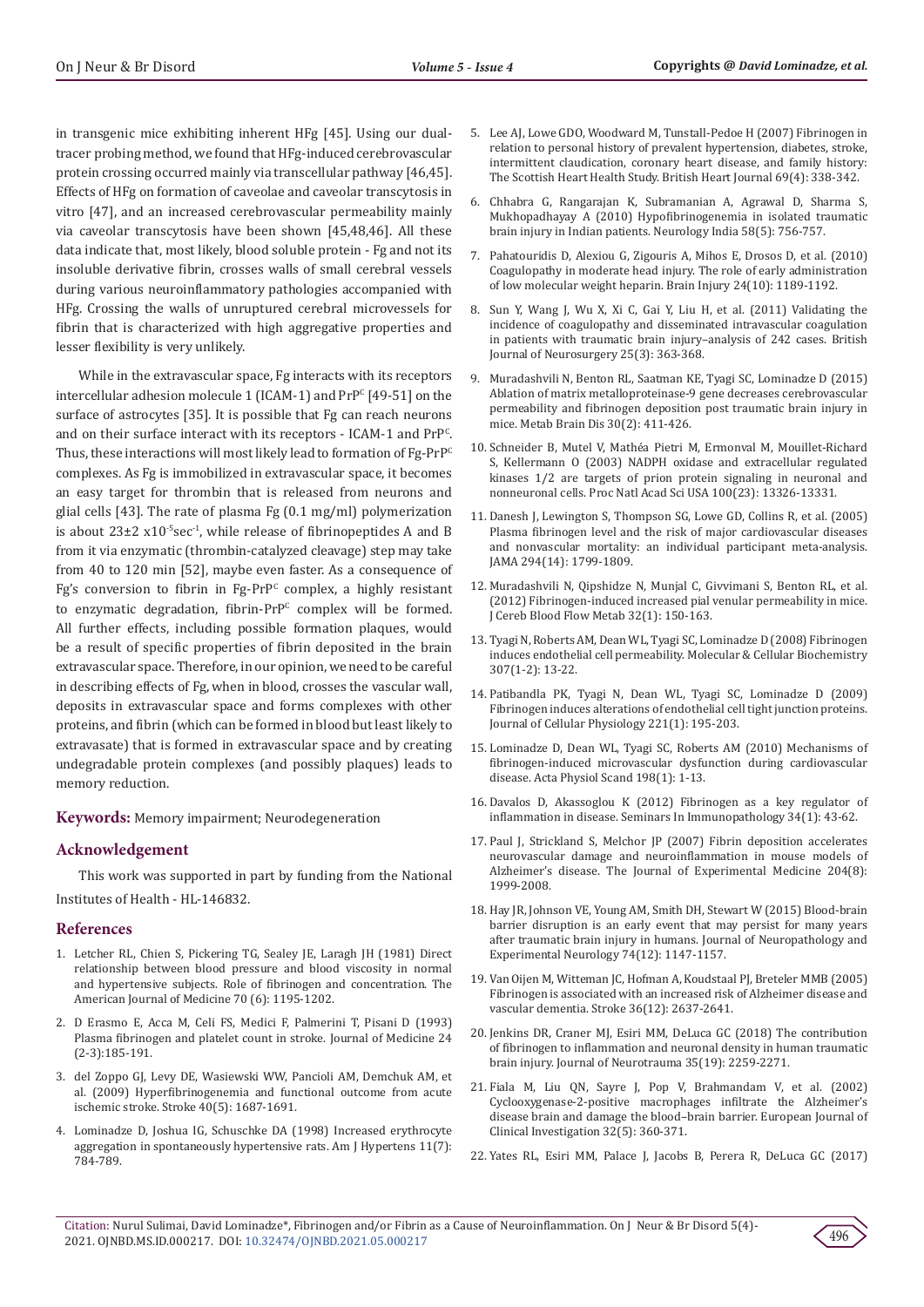in transgenic mice exhibiting inherent HFg [45]. Using our dual-tracer probing method, we found that HFg-induced cerebrovascular protein crossing occurred mainly via transcellular pathway [46,45]. Effects of HFg on formation of caveolae and caveolar transcytosis in vitro [47], and an increased cerebrovascular permeability mainly via caveolar transcytosis have been shown [45,48,46]. All these data indicate that, most likely, blood soluble protein - Fg and not its insoluble derivative fibrin, crosses walls of small cerebral vessels during various neuroinflammatory pathologies accompanied with HFg. Crossing the walls of unruptured cerebral microvessels for fibrin that is characterized with high aggregative properties and lesser flexibility is very unlikely.

While in the extravascular space, Fg interacts with its receptors intercellular adhesion molecule 1 (ICAM-1) and $PrP^C$ [49-51] on the surface of astrocytes [35]. It is possible that Fg can reach neurons and on their surface interact with its receptors - ICAM-1 and $PrP^C$. Thus, these interactions will most likely lead to formation of Fg-$PrP^C$ complexes. As Fg is immobilized in extravascular space, it becomes an easy target for thrombin that is released from neurons and glial cells [43]. The rate of plasma Fg (0.1 mg/ml) polymerization is about $23\pm2 \times 10^{-5} sec^{-1}$, while release of fibrinopeptides A and B from it via enzymatic (thrombin-catalyzed cleavage) step may take from 40 to 120 min [52], maybe even faster. As a consequence of Fg's conversion to fibrin in Fg-$PrP^C$ complex, a highly resistant to enzymatic degradation, fibrin-$PrP^C$ complex will be formed. All further effects, including possible formation plaques, would be a result of specific properties of fibrin deposited in the brain extravascular space. Therefore, in our opinion, we need to be careful in describing effects of Fg, when in blood, crosses the vascular wall, deposits in extravascular space and forms complexes with other proteins, and fibrin (which can be formed in blood but least likely to extravasate) that is formed in extravascular space and by creating undegradable protein complexes (and possibly plaques) leads to memory reduction.

**Keywords:** Memory impairment; Neurodegeneration

## Acknowledgement

This work was supported in part by funding from the National Institutes of Health - HL-146832.

## References

1. Letcher RL, Chien S, Pickering TG, Sealey JE, Laragh JH (1981) Direct relationship between blood pressure and blood viscosity in normal and hypertensive subjects. Role of fibrinogen and concentration. The American Journal of Medicine 70 (6): 1195-1202.
2. D Erasmo E, Acca M, Celi FS, Medici F, Palmerini T, Pisani D (1993) Plasma fibrinogen and platelet count in stroke. Journal of Medicine 24 (2-3):185-191.
3. del Zoppo GJ, Levy DE, Wasiewski WW, Pancioli AM, Demchuk AM, et al. (2009) Hyperfibrinogenemia and functional outcome from acute ischemic stroke. Stroke 40(5): 1687-1691.
4. Lominadze D, Joshua IG, Schuschke DA (1998) Increased erythrocyte aggregation in spontaneously hypertensive rats. Am J Hypertens 11(7): 784-789.
5. Lee AJ, Lowe GDO, Woodward M, Tunstall-Pedoe H (2007) Fibrinogen in relation to personal history of prevalent hypertension, diabetes, stroke, intermittent claudication, coronary heart disease, and family history: The Scottish Heart Health Study. British Heart Journal 69(4): 338-342.
6. Chhabra G, Rangarajan K, Subramanian A, Agrawal D, Sharma S, Mukhopadhayay A (2010) Hypofibrinogenemia in isolated traumatic brain injury in Indian patients. Neurology India 58(5): 756-757.
7. Pahatouridis D, Alexiou G, Zigouris A, Mihos E, Drosos D, et al. (2010) Coagulopathy in moderate head injury. The role of early administration of low molecular weight heparin. Brain Injury 24(10): 1189-1192.
8. Sun Y, Wang J, Wu X, Xi C, Gai Y, Liu H, et al. (2011) Validating the incidence of coagulopathy and disseminated intravascular coagulation in patients with traumatic brain injury–analysis of 242 cases. British Journal of Neurosurgery 25(3): 363-368.
9. Muradashvili N, Benton RL, Saatman KE, Tyagi SC, Lominadze D (2015) Ablation of matrix metalloproteinase-9 gene decreases cerebrovascular permeability and fibrinogen deposition post traumatic brain injury in mice. Metab Brain Dis 30(2): 411-426.
10. Schneider B, Mutel V, Mathéa Pietri M, Ermonval M, Mouillet-Richard S, Kellermann O (2003) NADPH oxidase and extracellular regulated kinases 1/2 are targets of prion protein signaling in neuronal and nonneuronal cells. Proc Natl Acad Sci USA 100(23): 13326-13331.
11. Danesh J, Lewington S, Thompson SG, Lowe GD, Collins R, et al. (2005) Plasma fibrinogen level and the risk of major cardiovascular diseases and nonvascular mortality: an individual participant meta-analysis. JAMA 294(14): 1799-1809.
12. Muradashvili N, Qipshidze N, Munjal C, Givvimani S, Benton RL, et al. (2012) Fibrinogen-induced increased pial venular permeability in mice. J Cereb Blood Flow Metab 32(1): 150-163.
13. Tyagi N, Roberts AM, Dean WL, Tyagi SC, Lominadze D (2008) Fibrinogen induces endothelial cell permeability. Molecular & Cellular Biochemistry 307(1-2): 13-22.
14. Patibandla PK, Tyagi N, Dean WL, Tyagi SC, Lominadze D (2009) Fibrinogen induces alterations of endothelial cell tight junction proteins. Journal of Cellular Physiology 221(1): 195-203.
15. Lominadze D, Dean WL, Tyagi SC, Roberts AM (2010) Mechanisms of fibrinogen-induced microvascular dysfunction during cardiovascular disease. Acta Physiol Scand 198(1): 1-13.
16. Davalos D, Akassoglou K (2012) Fibrinogen as a key regulator of inflammation in disease. Seminars In Immunopathology 34(1): 43-62.
17. Paul J, Strickland S, Melchor JP (2007) Fibrin deposition accelerates neurovascular damage and neuroinflammation in mouse models of Alzheimer's disease. The Journal of Experimental Medicine 204(8): 1999-2008.
18. Hay JR, Johnson VE, Young AM, Smith DH, Stewart W (2015) Blood-brain barrier disruption is an early event that may persist for many years after traumatic brain injury in humans. Journal of Neuropathology and Experimental Neurology 74(12): 1147-1157.
19. Van Oijen M, Witteman JC, Hofman A, Koudstaal PJ, Breteler MMB (2005) Fibrinogen is associated with an increased risk of Alzheimer disease and vascular dementia. Stroke 36(12): 2637-2641.
20. Jenkins DR, Craner MJ, Esiri MM, DeLuca GC (2018) The contribution of fibrinogen to inflammation and neuronal density in human traumatic brain injury. Journal of Neurotrauma 35(19): 2259-2271.
21. Fiala M, Liu QN, Sayre J, Pop V, Brahmandam V, et al. (2002) Cyclooxygenase-2-positive macrophages infiltrate the Alzheimer's disease brain and damage the blood–brain barrier. European Journal of Clinical Investigation 32(5): 360-371.
22. Yates RL, Esiri MM, Palace J, Jacobs B, Perera R, DeLuca GC (2017)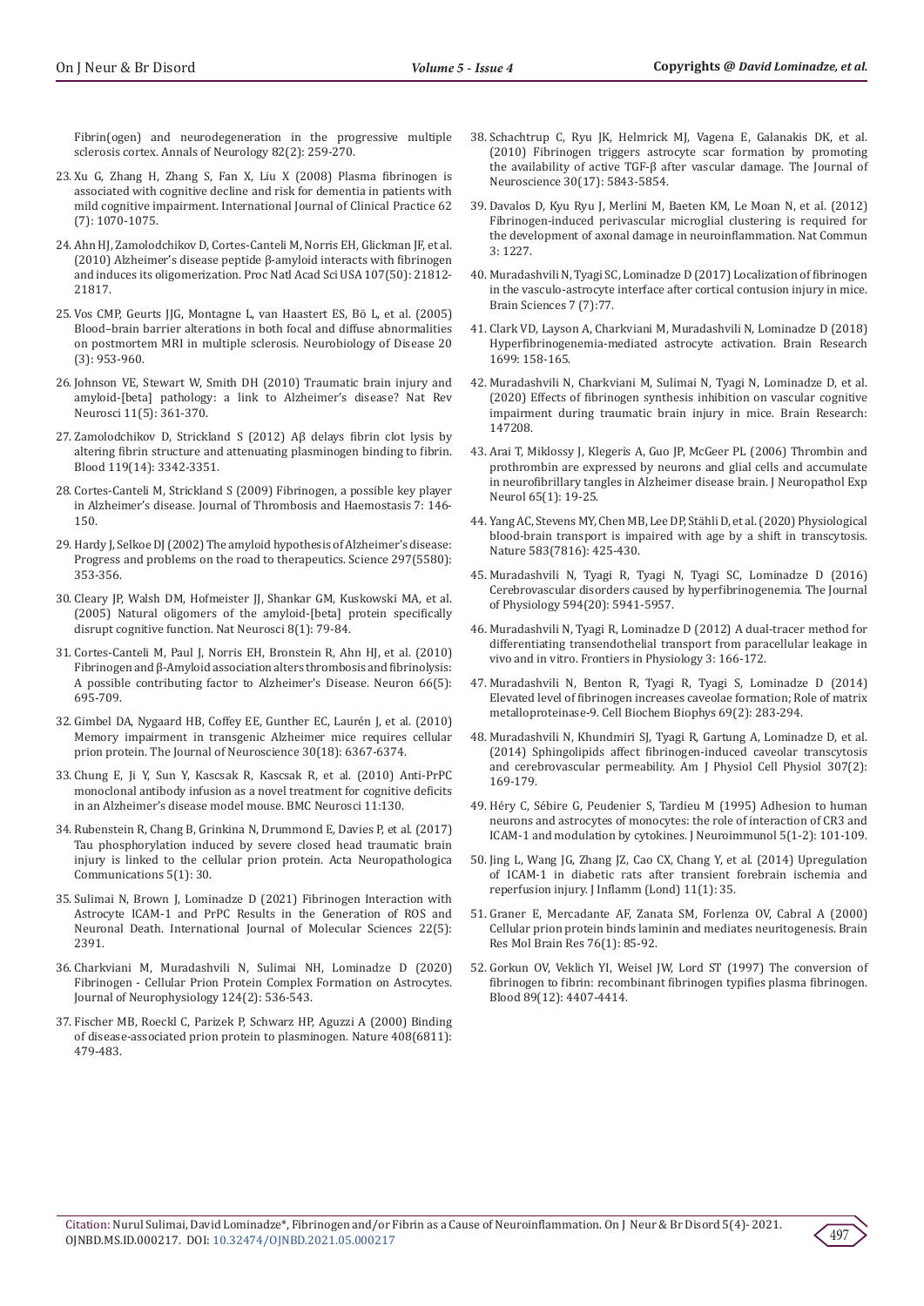Fibrin(ogen) and neurodegeneration in the progressive multiple sclerosis cortex. Annals of Neurology 82(2): 259-270.

23. Xu G, Zhang H, Zhang S, Fan X, Liu X (2008) Plasma fibrinogen is associated with cognitive decline and risk for dementia in patients with mild cognitive impairment. International Journal of Clinical Practice 62 (7): 1070-1075.

24. Ahn HJ, Zamolodchikov D, Cortes-Canteli M, Norris EH, Glickman JF, et al. (2010) Alzheimer's disease peptide β-amyloid interacts with fibrinogen and induces its oligomerization. Proc Natl Acad Sci USA 107(50): 21812-21817.

25. Vos CMP, Geurts JJG, Montagne L, van Haastert ES, Bö L, et al. (2005) Blood–brain barrier alterations in both focal and diffuse abnormalities on postmortem MRI in multiple sclerosis. Neurobiology of Disease 20 (3): 953-960.

26. Johnson VE, Stewart W, Smith DH (2010) Traumatic brain injury and amyloid-[beta] pathology: a link to Alzheimer's disease? Nat Rev Neurosci 11(5): 361-370.

27. Zamolodchikov D, Strickland S (2012) Aβ delays fibrin clot lysis by altering fibrin structure and attenuating plasminogen binding to fibrin. Blood 119(14): 3342-3351.

28. Cortes-Canteli M, Strickland S (2009) Fibrinogen, a possible key player in Alzheimer's disease. Journal of Thrombosis and Haemostasis 7: 146-150.

29. Hardy J, Selkoe DJ (2002) The amyloid hypothesis of Alzheimer's disease: Progress and problems on the road to therapeutics. Science 297(5580): 353-356.

30. Cleary JP, Walsh DM, Hofmeister JJ, Shankar GM, Kuskowski MA, et al. (2005) Natural oligomers of the amyloid-[beta] protein specifically disrupt cognitive function. Nat Neurosci 8(1): 79-84.

31. Cortes-Canteli M, Paul J, Norris EH, Bronstein R, Ahn HJ, et al. (2010) Fibrinogen and β-Amyloid association alters thrombosis and fibrinolysis: A possible contributing factor to Alzheimer's Disease. Neuron 66(5): 695-709.

32. Gimbel DA, Nygaard HB, Coffey EE, Gunther EC, Laurén J, et al. (2010) Memory impairment in transgenic Alzheimer mice requires cellular prion protein. The Journal of Neuroscience 30(18): 6367-6374.

33. Chung E, Ji Y, Sun Y, Kascsak R, Kascsak R, et al. (2010) Anti-PrPC monoclonal antibody infusion as a novel treatment for cognitive deficits in an Alzheimer's disease model mouse. BMC Neurosci 11:130.

34. Rubenstein R, Chang B, Grinkina N, Drummond E, Davies P, et al. (2017) Tau phosphorylation induced by severe closed head traumatic brain injury is linked to the cellular prion protein. Acta Neuropathologica Communications 5(1): 30.

35. Sulimai N, Brown J, Lominadze D (2021) Fibrinogen Interaction with Astrocyte ICAM-1 and PrPC Results in the Generation of ROS and Neuronal Death. International Journal of Molecular Sciences 22(5): 2391.

36. Charkviani M, Muradashvili N, Sulimai NH, Lominadze D (2020) Fibrinogen - Cellular Prion Protein Complex Formation on Astrocytes. Journal of Neurophysiology 124(2): 536-543.

37. Fischer MB, Roeckl C, Parizek P, Schwarz HP, Aguzzi A (2000) Binding of disease-associated prion protein to plasminogen. Nature 408(6811): 479-483.

38. Schachtrup C, Ryu JK, Helmrick MJ, Vagena E, Galanakis DK, et al. (2010) Fibrinogen triggers astrocyte scar formation by promoting the availability of active TGF-β after vascular damage. The Journal of Neuroscience 30(17): 5843-5854.

39. Davalos D, Kyu Ryu J, Merlini M, Baeten KM, Le Moan N, et al. (2012) Fibrinogen-induced perivascular microglial clustering is required for the development of axonal damage in neuroinflammation. Nat Commun 3: 1227.

40. Muradashvili N, Tyagi SC, Lominadze D (2017) Localization of fibrinogen in the vasculo-astrocyte interface after cortical contusion injury in mice. Brain Sciences 7 (7):77.

41. Clark VD, Layson A, Charkviani M, Muradashvili N, Lominadze D (2018) Hyperfibrinogenemia-mediated astrocyte activation. Brain Research 1699: 158-165.

42. Muradashvili N, Charkviani M, Sulimai N, Tyagi N, Lominadze D, et al. (2020) Effects of fibrinogen synthesis inhibition on vascular cognitive impairment during traumatic brain injury in mice. Brain Research: 147208.

43. Arai T, Miklossy J, Klegeris A, Guo JP, McGeer PL (2006) Thrombin and prothrombin are expressed by neurons and glial cells and accumulate in neurofibrillary tangles in Alzheimer disease brain. J Neuropathol Exp Neurol 65(1): 19-25.

44. Yang AC, Stevens MY, Chen MB, Lee DP, Stähli D, et al. (2020) Physiological blood-brain transport is impaired with age by a shift in transcytosis. Nature 583(7816): 425-430.

45. Muradashvili N, Tyagi R, Tyagi N, Tyagi SC, Lominadze D (2016) Cerebrovascular disorders caused by hyperfibrinogenemia. The Journal of Physiology 594(20): 5941-5957.

46. Muradashvili N, Tyagi R, Lominadze D (2012) A dual-tracer method for differentiating transendothelial transport from paracellular leakage in vivo and in vitro. Frontiers in Physiology 3: 166-172.

47. Muradashvili N, Benton R, Tyagi R, Tyagi S, Lominadze D (2014) Elevated level of fibrinogen increases caveolae formation; Role of matrix metalloproteinase-9. Cell Biochem Biophys 69(2): 283-294.

48. Muradashvili N, Khundmiri SJ, Tyagi R, Gartung A, Lominadze D, et al. (2014) Sphingolipids affect fibrinogen-induced caveolar transcytosis and cerebrovascular permeability. Am J Physiol Cell Physiol 307(2): 169-179.

49. Héry C, Sébire G, Peudenier S, Tardieu M (1995) Adhesion to human neurons and astrocytes of monocytes: the role of interaction of CR3 and ICAM-1 and modulation by cytokines. J Neuroimmunol 5(1-2): 101-109.

50. Jing L, Wang JG, Zhang JZ, Cao CX, Chang Y, et al. (2014) Upregulation of ICAM-1 in diabetic rats after transient forebrain ischemia and reperfusion injury. J Inflamm (Lond) 11(1): 35.

51. Graner E, Mercadante AF, Zanata SM, Forlenza OV, Cabral A (2000) Cellular prion protein binds laminin and mediates neuritogenesis. Brain Res Mol Brain Res 76(1): 85-92.

52. Gorkun OV, Veklich YI, Weisel JW, Lord ST (1997) The conversion of fibrinogen to fibrin: recombinant fibrinogen typifies plasma fibrinogen. Blood 89(12): 4407-4414.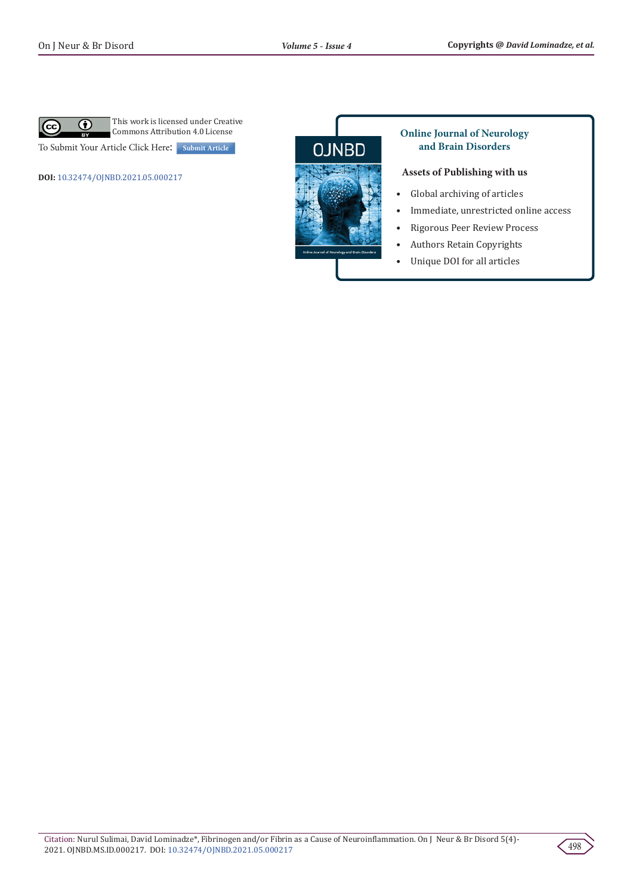This work is licensed under Creative Commons Attribution 4.0 License

To Submit Your Article Click Here: Submit Article

**DOI:** 10.32474/OJNBD.2021.05.000217

**Online Journal of Neurology and Brain Disorders**

**Assets of Publishing with us**

- Global archiving of articles
- Immediate, unrestricted online access
- Rigorous Peer Review Process
- Authors Retain Copyrights
- Unique DOI for all articles